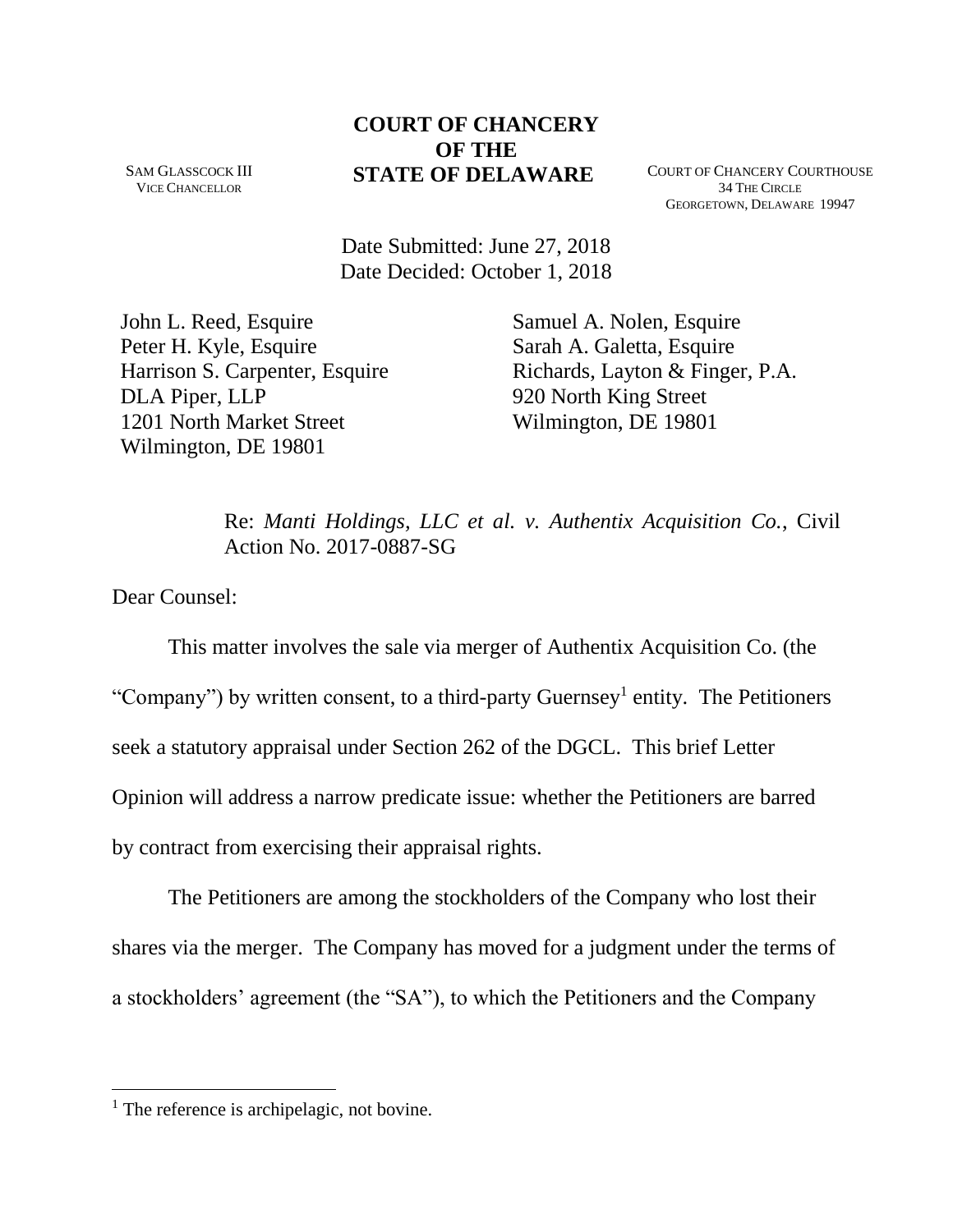# COURT OF CHANCERY OF THE STATE OF DELAWARE

SAM GLASSCOCK III
VICE CHANCELLOR

COURT OF CHANCERY COURTHOUSE
34 THE CIRCLE
GEORGETOWN, DELAWARE 19947

Date Submitted: June 27, 2018
Date Decided: October 1, 2018

John L. Reed, Esquire
Peter H. Kyle, Esquire
Harrison S. Carpenter, Esquire
DLA Piper, LLP
1201 North Market Street
Wilmington, DE 19801

Samuel A. Nolen, Esquire
Sarah A. Galetta, Esquire
Richards, Layton & Finger, P.A.
920 North King Street
Wilmington, DE 19801

Re: *Manti Holdings, LLC et al. v. Authentix Acquisition Co.*, Civil Action No. 2017-0887-SG

Dear Counsel:

This matter involves the sale via merger of Authentix Acquisition Co. (the "Company") by written consent, to a third-party Guernsey[1] entity. The Petitioners seek a statutory appraisal under Section 262 of the DGCL. This brief Letter Opinion will address a narrow predicate issue: whether the Petitioners are barred by contract from exercising their appraisal rights.

The Petitioners are among the stockholders of the Company who lost their shares via the merger. The Company has moved for a judgment under the terms of a stockholders' agreement (the "SA"), to which the Petitioners and the Company

[1] The reference is archipelagic, not bovine.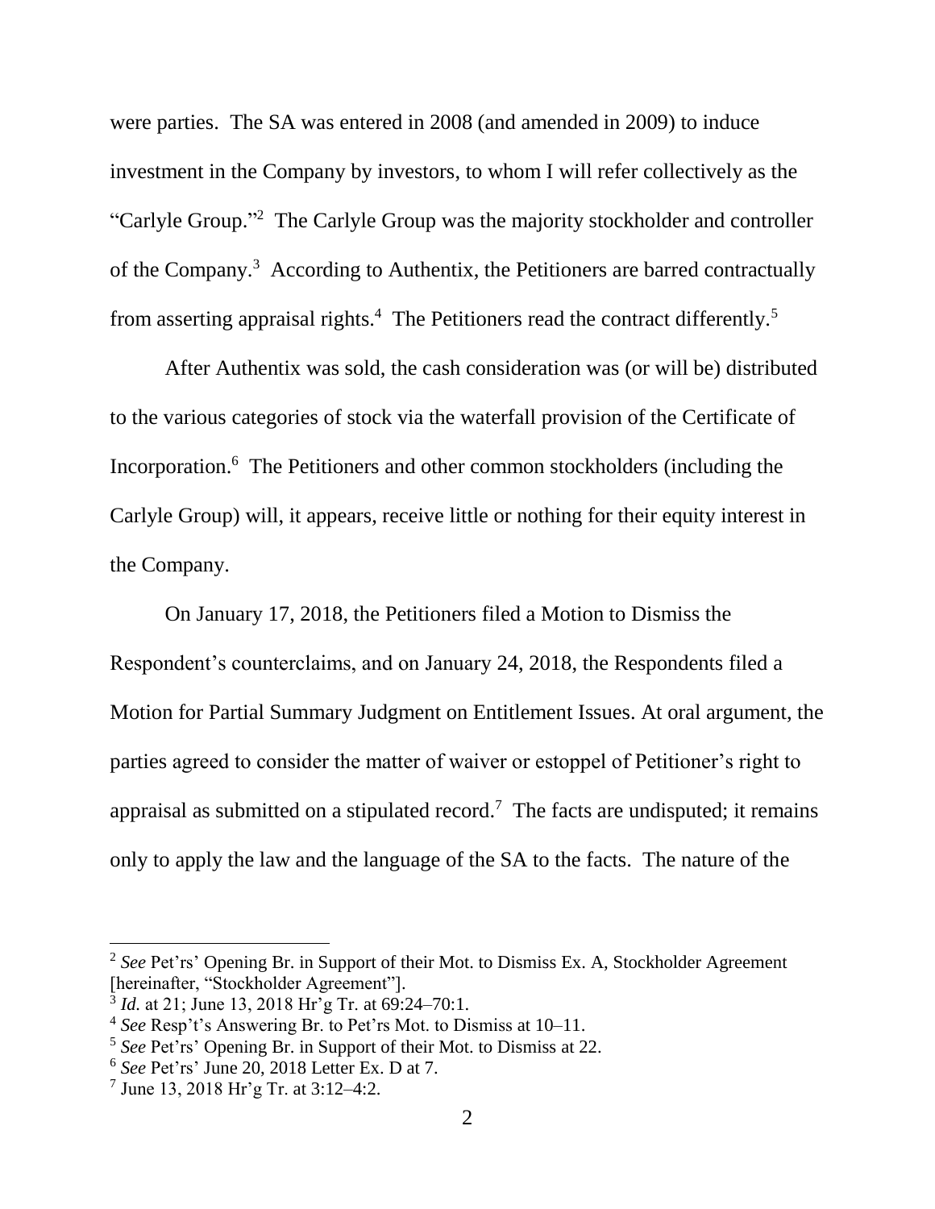were parties. The SA was entered in 2008 (and amended in 2009) to induce investment in the Company by investors, to whom I will refer collectively as the "Carlyle Group."[2] The Carlyle Group was the majority stockholder and controller of the Company.[3] According to Authentix, the Petitioners are barred contractually from asserting appraisal rights.[4] The Petitioners read the contract differently.[5]

After Authentix was sold, the cash consideration was (or will be) distributed to the various categories of stock via the waterfall provision of the Certificate of Incorporation.[6] The Petitioners and other common stockholders (including the Carlyle Group) will, it appears, receive little or nothing for their equity interest in the Company.

On January 17, 2018, the Petitioners filed a Motion to Dismiss the Respondent's counterclaims, and on January 24, 2018, the Respondents filed a Motion for Partial Summary Judgment on Entitlement Issues. At oral argument, the parties agreed to consider the matter of waiver or estoppel of Petitioner's right to appraisal as submitted on a stipulated record.[7] The facts are undisputed; it remains only to apply the law and the language of the SA to the facts. The nature of the

---

[2] *See* Pet'rs' Opening Br. in Support of their Mot. to Dismiss Ex. A, Stockholder Agreement [hereinafter, "Stockholder Agreement"].

[3] *Id.* at 21; June 13, 2018 Hr'g Tr. at 69:24–70:1.

[4] *See* Resp't's Answering Br. to Pet'rs Mot. to Dismiss at 10–11.

[5] *See* Pet'rs' Opening Br. in Support of their Mot. to Dismiss at 22.

[6] *See* Pet'rs' June 20, 2018 Letter Ex. D at 7.

[7] June 13, 2018 Hr'g Tr. at 3:12–4:2.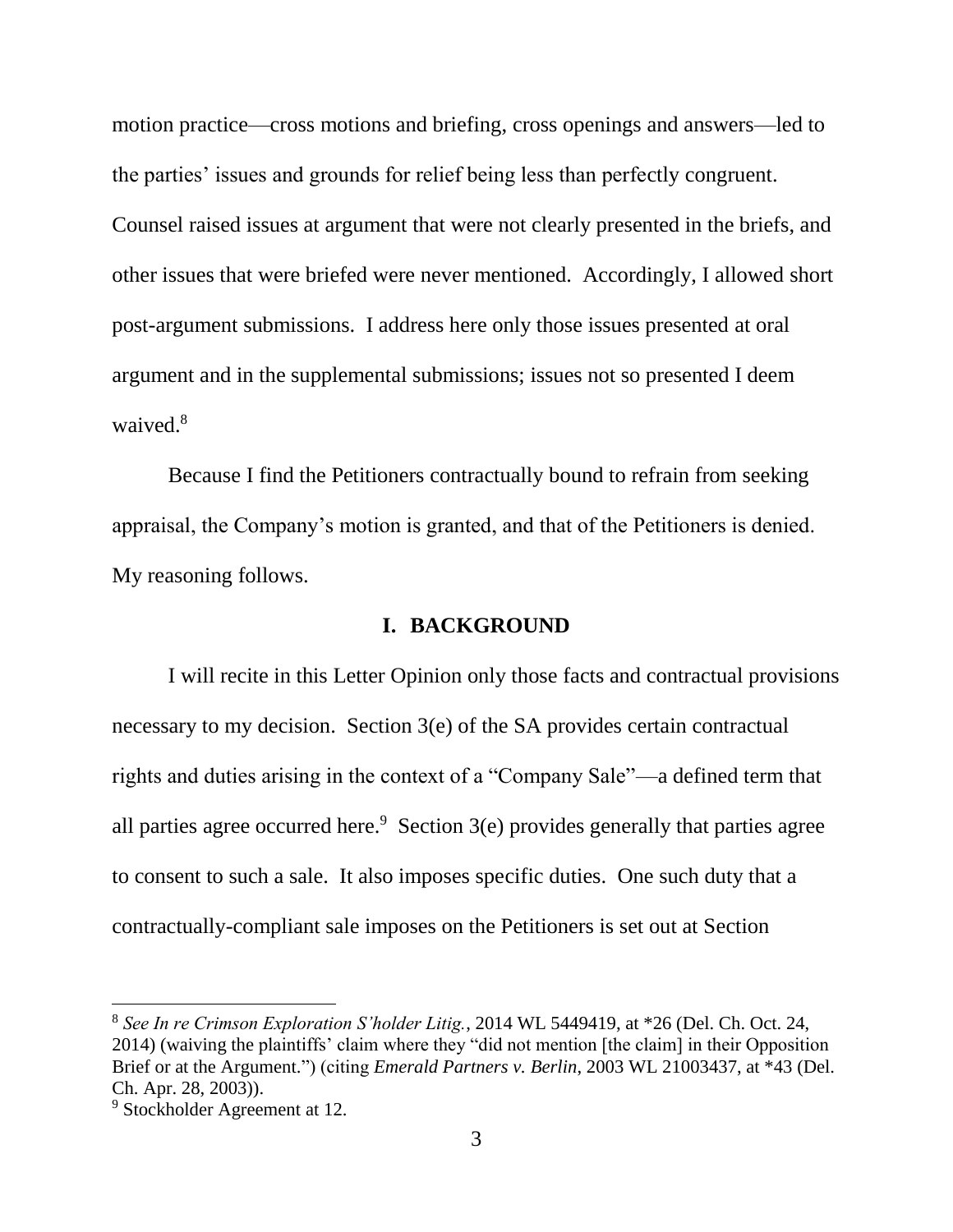motion practice—cross motions and briefing, cross openings and answers—led to the parties' issues and grounds for relief being less than perfectly congruent. Counsel raised issues at argument that were not clearly presented in the briefs, and other issues that were briefed were never mentioned. Accordingly, I allowed short post-argument submissions. I address here only those issues presented at oral argument and in the supplemental submissions; issues not so presented I deem waived.[8]

Because I find the Petitioners contractually bound to refrain from seeking appraisal, the Company's motion is granted, and that of the Petitioners is denied. My reasoning follows.

## I. BACKGROUND

I will recite in this Letter Opinion only those facts and contractual provisions necessary to my decision. Section 3(e) of the SA provides certain contractual rights and duties arising in the context of a "Company Sale"—a defined term that all parties agree occurred here.[9] Section 3(e) provides generally that parties agree to consent to such a sale. It also imposes specific duties. One such duty that a contractually-compliant sale imposes on the Petitioners is set out at Section

---

[8] *See In re Crimson Exploration S'holder Litig.*, 2014 WL 5449419, at *26 (Del. Ch. Oct. 24, 2014) (waiving the plaintiffs' claim where they "did not mention [the claim] in their Opposition Brief or at the Argument.") (citing *Emerald Partners v. Berlin*, 2003 WL 21003437, at *43 (Del. Ch. Apr. 28, 2003)).

[9] Stockholder Agreement at 12.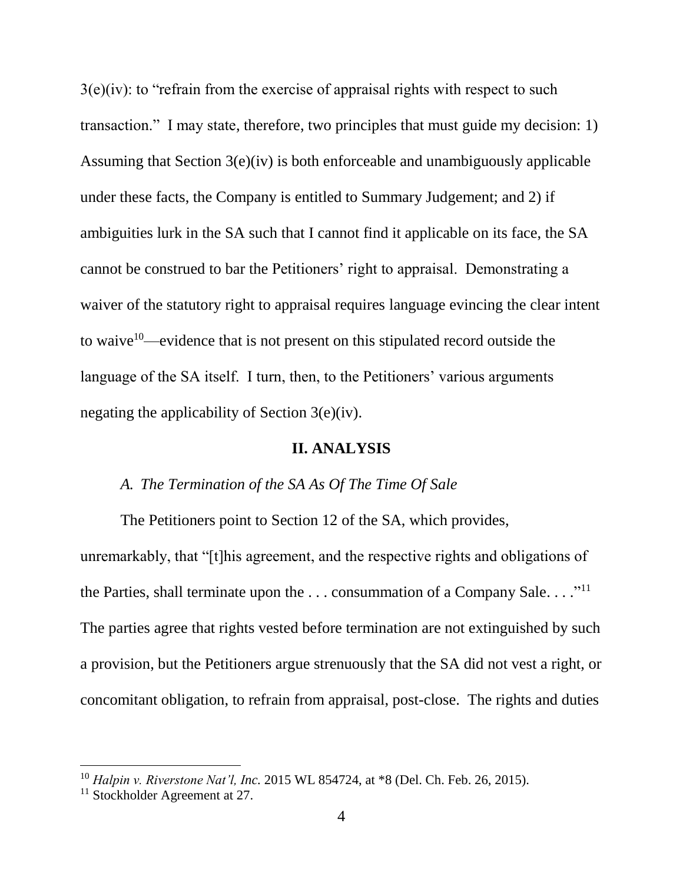3(e)(iv): to "refrain from the exercise of appraisal rights with respect to such transaction." I may state, therefore, two principles that must guide my decision: 1) Assuming that Section 3(e)(iv) is both enforceable and unambiguously applicable under these facts, the Company is entitled to Summary Judgement; and 2) if ambiguities lurk in the SA such that I cannot find it applicable on its face, the SA cannot be construed to bar the Petitioners' right to appraisal. Demonstrating a waiver of the statutory right to appraisal requires language evincing the clear intent to waive[10]—evidence that is not present on this stipulated record outside the language of the SA itself. I turn, then, to the Petitioners' various arguments negating the applicability of Section 3(e)(iv).

## II. ANALYSIS

### *A. The Termination of the SA As Of The Time Of Sale*

The Petitioners point to Section 12 of the SA, which provides, unremarkably, that "[t]his agreement, and the respective rights and obligations of the Parties, shall terminate upon the . . . consummation of a Company Sale. . . ."[11] The parties agree that rights vested before termination are not extinguished by such a provision, but the Petitioners argue strenuously that the SA did not vest a right, or concomitant obligation, to refrain from appraisal, post-close. The rights and duties

---

[10] *Halpin v. Riverstone Nat'l, Inc.* 2015 WL 854724, at *8 (Del. Ch. Feb. 26, 2015).

[11] Stockholder Agreement at 27.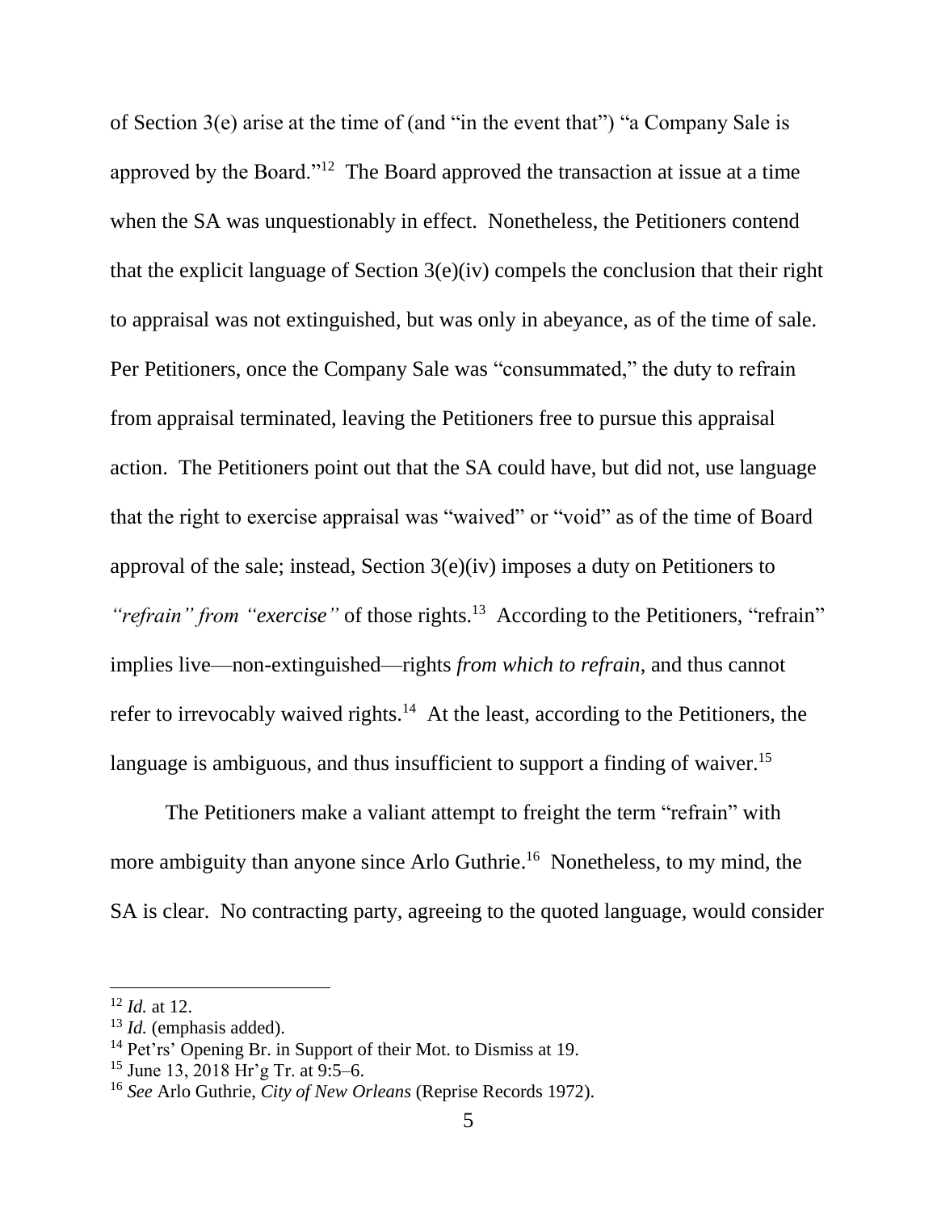of Section 3(e) arise at the time of (and "in the event that") "a Company Sale is approved by the Board."[12] The Board approved the transaction at issue at a time when the SA was unquestionably in effect. Nonetheless, the Petitioners contend that the explicit language of Section 3(e)(iv) compels the conclusion that their right to appraisal was not extinguished, but was only in abeyance, as of the time of sale. Per Petitioners, once the Company Sale was "consummated," the duty to refrain from appraisal terminated, leaving the Petitioners free to pursue this appraisal action. The Petitioners point out that the SA could have, but did not, use language that the right to exercise appraisal was "waived" or "void" as of the time of Board approval of the sale; instead, Section 3(e)(iv) imposes a duty on Petitioners to *"refrain" from "exercise"* of those rights.[13] According to the Petitioners, "refrain" implies live—non-extinguished—rights *from which to refrain*, and thus cannot refer to irrevocably waived rights.[14] At the least, according to the Petitioners, the language is ambiguous, and thus insufficient to support a finding of waiver.[15]

The Petitioners make a valiant attempt to freight the term "refrain" with more ambiguity than anyone since Arlo Guthrie.[16] Nonetheless, to my mind, the SA is clear. No contracting party, agreeing to the quoted language, would consider

---

[12] *Id.* at 12.

[13] *Id.* (emphasis added).

[14] Pet'rs' Opening Br. in Support of their Mot. to Dismiss at 19.

[15] June 13, 2018 Hr'g Tr. at 9:5–6.

[16] *See* Arlo Guthrie, *City of New Orleans* (Reprise Records 1972).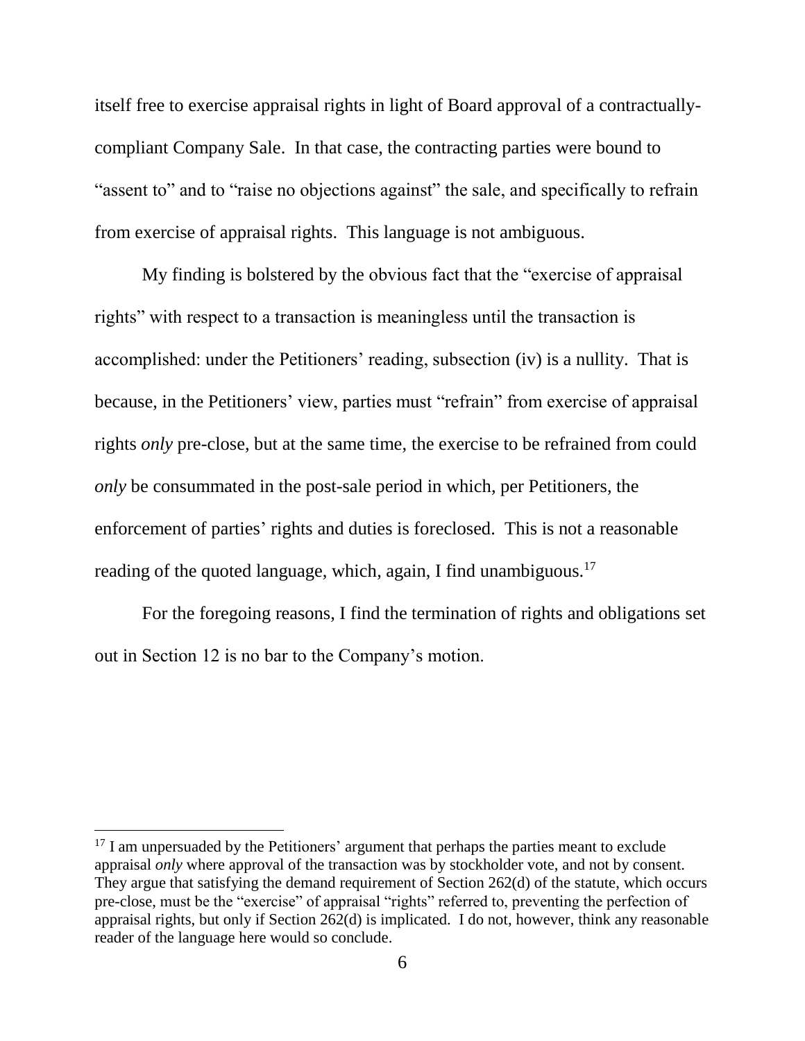itself free to exercise appraisal rights in light of Board approval of a contractually-compliant Company Sale. In that case, the contracting parties were bound to "assent to" and to "raise no objections against" the sale, and specifically to refrain from exercise of appraisal rights. This language is not ambiguous.

My finding is bolstered by the obvious fact that the "exercise of appraisal rights" with respect to a transaction is meaningless until the transaction is accomplished: under the Petitioners' reading, subsection (iv) is a nullity. That is because, in the Petitioners' view, parties must "refrain" from exercise of appraisal rights *only* pre-close, but at the same time, the exercise to be refrained from could *only* be consummated in the post-sale period in which, per Petitioners, the enforcement of parties' rights and duties is foreclosed. This is not a reasonable reading of the quoted language, which, again, I find unambiguous.[17]

For the foregoing reasons, I find the termination of rights and obligations set out in Section 12 is no bar to the Company's motion.

---

[17] I am unpersuaded by the Petitioners' argument that perhaps the parties meant to exclude appraisal *only* where approval of the transaction was by stockholder vote, and not by consent. They argue that satisfying the demand requirement of Section 262(d) of the statute, which occurs pre-close, must be the "exercise" of appraisal "rights" referred to, preventing the perfection of appraisal rights, but only if Section 262(d) is implicated. I do not, however, think any reasonable reader of the language here would so conclude.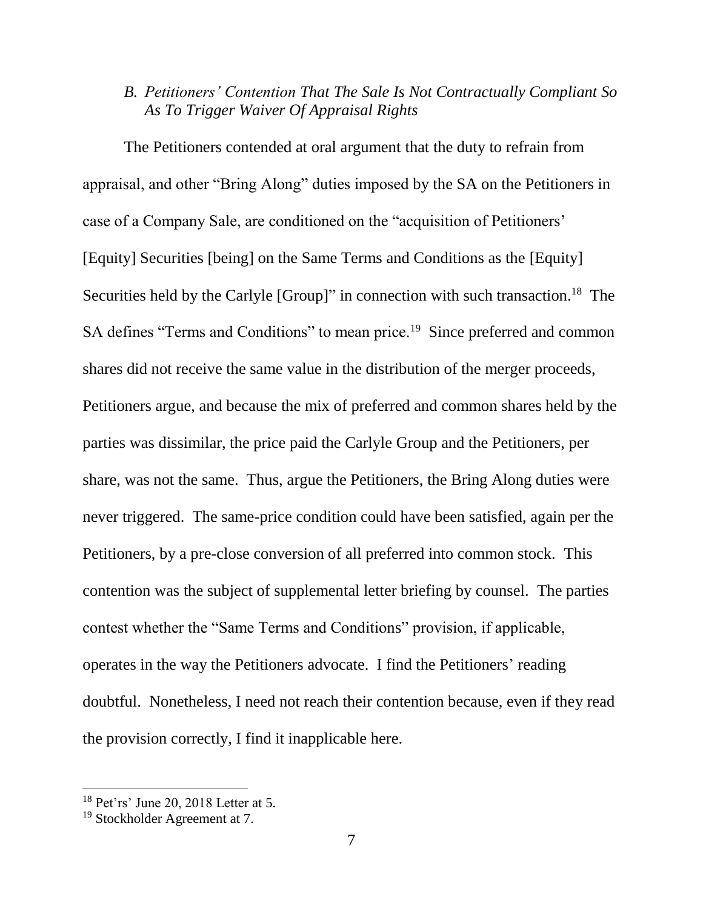### *B. Petitioners' Contention That The Sale Is Not Contractually Compliant So As To Trigger Waiver Of Appraisal Rights*

The Petitioners contended at oral argument that the duty to refrain from appraisal, and other "Bring Along" duties imposed by the SA on the Petitioners in case of a Company Sale, are conditioned on the "acquisition of Petitioners' [Equity] Securities [being] on the Same Terms and Conditions as the [Equity] Securities held by the Carlyle [Group]" in connection with such transaction.[18] The SA defines "Terms and Conditions" to mean price.[19] Since preferred and common shares did not receive the same value in the distribution of the merger proceeds, Petitioners argue, and because the mix of preferred and common shares held by the parties was dissimilar, the price paid the Carlyle Group and the Petitioners, per share, was not the same. Thus, argue the Petitioners, the Bring Along duties were never triggered. The same-price condition could have been satisfied, again per the Petitioners, by a pre-close conversion of all preferred into common stock. This contention was the subject of supplemental letter briefing by counsel. The parties contest whether the "Same Terms and Conditions" provision, if applicable, operates in the way the Petitioners advocate. I find the Petitioners' reading doubtful. Nonetheless, I need not reach their contention because, even if they read the provision correctly, I find it inapplicable here.

---

[18] Pet'rs' June 20, 2018 Letter at 5.

[19] Stockholder Agreement at 7.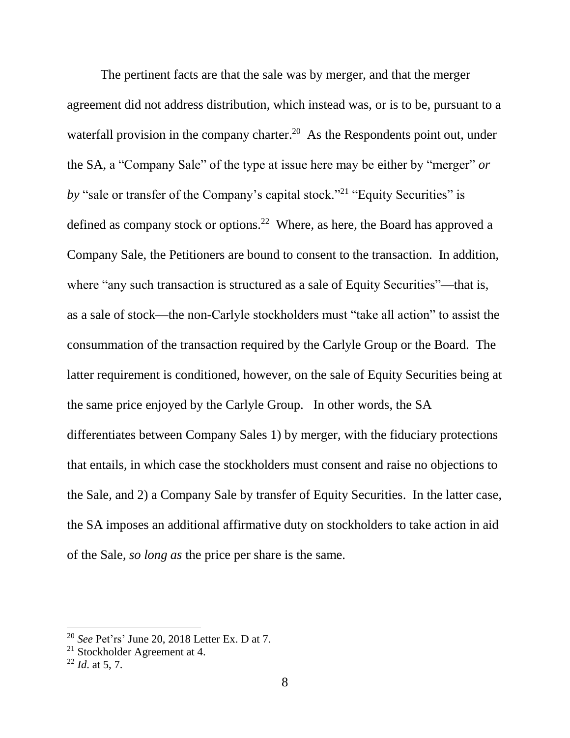The pertinent facts are that the sale was by merger, and that the merger agreement did not address distribution, which instead was, or is to be, pursuant to a waterfall provision in the company charter.[20] As the Respondents point out, under the SA, a "Company Sale" of the type at issue here may be either by "merger" *or by* "sale or transfer of the Company's capital stock."[21] "Equity Securities" is defined as company stock or options.[22] Where, as here, the Board has approved a Company Sale, the Petitioners are bound to consent to the transaction. In addition, where "any such transaction is structured as a sale of Equity Securities"—that is, as a sale of stock—the non-Carlyle stockholders must "take all action" to assist the consummation of the transaction required by the Carlyle Group or the Board. The latter requirement is conditioned, however, on the sale of Equity Securities being at the same price enjoyed by the Carlyle Group. In other words, the SA differentiates between Company Sales 1) by merger, with the fiduciary protections that entails, in which case the stockholders must consent and raise no objections to the Sale, and 2) a Company Sale by transfer of Equity Securities. In the latter case, the SA imposes an additional affirmative duty on stockholders to take action in aid of the Sale, *so long as* the price per share is the same.

[20] *See* Pet'rs' June 20, 2018 Letter Ex. D at 7.

[21] Stockholder Agreement at 4.

[22] *Id*. at 5, 7.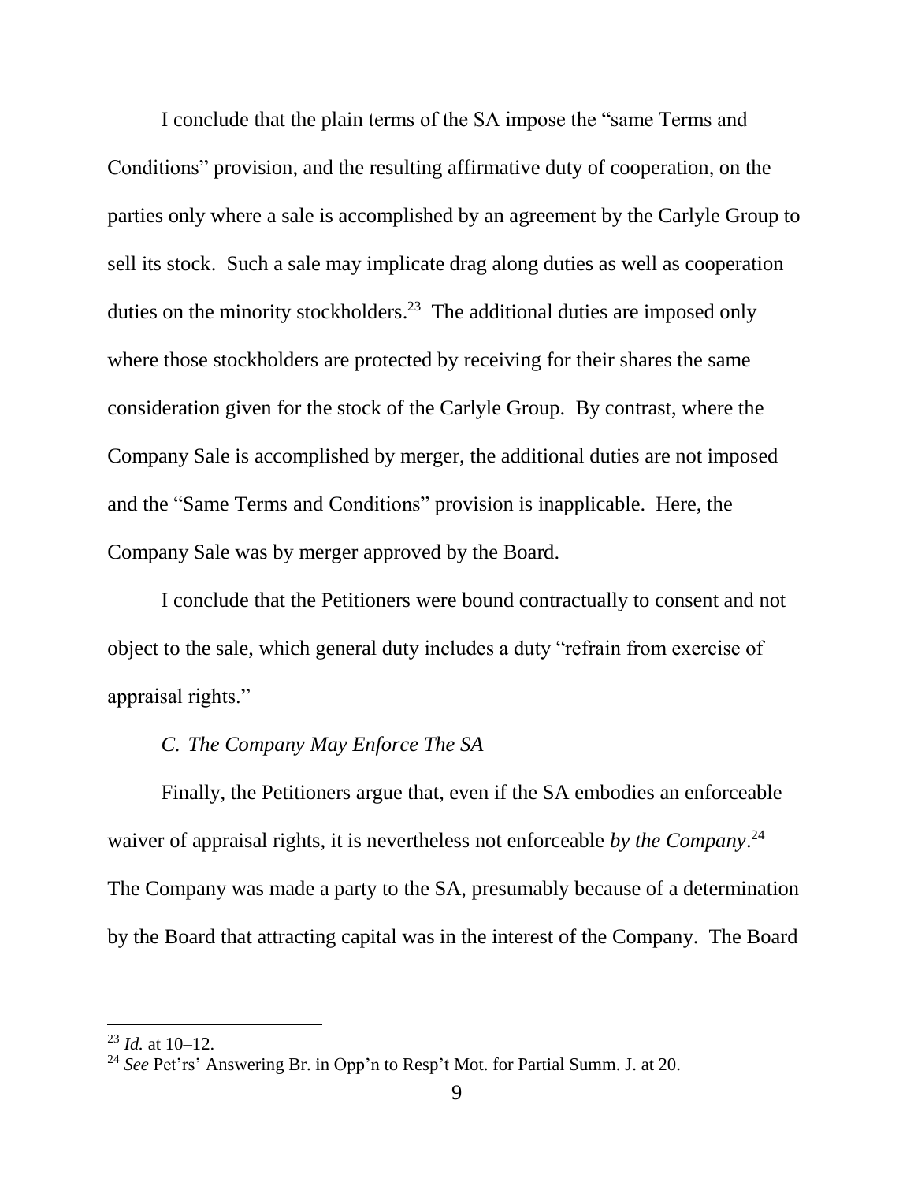I conclude that the plain terms of the SA impose the "same Terms and Conditions" provision, and the resulting affirmative duty of cooperation, on the parties only where a sale is accomplished by an agreement by the Carlyle Group to sell its stock. Such a sale may implicate drag along duties as well as cooperation duties on the minority stockholders.[23] The additional duties are imposed only where those stockholders are protected by receiving for their shares the same consideration given for the stock of the Carlyle Group. By contrast, where the Company Sale is accomplished by merger, the additional duties are not imposed and the "Same Terms and Conditions" provision is inapplicable. Here, the Company Sale was by merger approved by the Board.

I conclude that the Petitioners were bound contractually to consent and not object to the sale, which general duty includes a duty "refrain from exercise of appraisal rights."

### *C. The Company May Enforce The SA*

Finally, the Petitioners argue that, even if the SA embodies an enforceable waiver of appraisal rights, it is nevertheless not enforceable *by the Company*.[24] The Company was made a party to the SA, presumably because of a determination by the Board that attracting capital was in the interest of the Company. The Board

---

[23] *Id.* at 10–12.

[24] *See* Pet'rs' Answering Br. in Opp'n to Resp't Mot. for Partial Summ. J. at 20.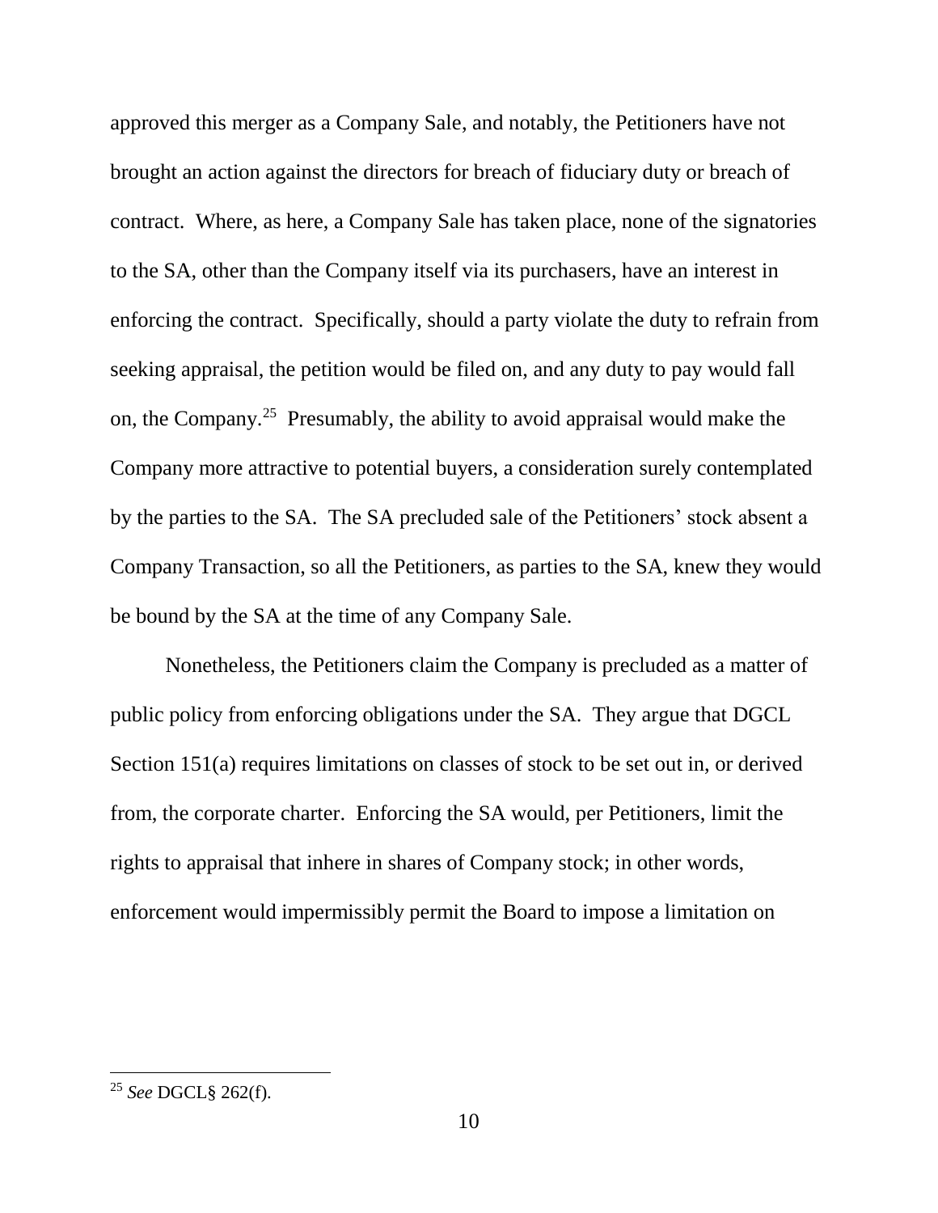approved this merger as a Company Sale, and notably, the Petitioners have not brought an action against the directors for breach of fiduciary duty or breach of contract. Where, as here, a Company Sale has taken place, none of the signatories to the SA, other than the Company itself via its purchasers, have an interest in enforcing the contract. Specifically, should a party violate the duty to refrain from seeking appraisal, the petition would be filed on, and any duty to pay would fall on, the Company.[25] Presumably, the ability to avoid appraisal would make the Company more attractive to potential buyers, a consideration surely contemplated by the parties to the SA. The SA precluded sale of the Petitioners' stock absent a Company Transaction, so all the Petitioners, as parties to the SA, knew they would be bound by the SA at the time of any Company Sale.

Nonetheless, the Petitioners claim the Company is precluded as a matter of public policy from enforcing obligations under the SA. They argue that DGCL Section 151(a) requires limitations on classes of stock to be set out in, or derived from, the corporate charter. Enforcing the SA would, per Petitioners, limit the rights to appraisal that inhere in shares of Company stock; in other words, enforcement would impermissibly permit the Board to impose a limitation on

---

[25] *See* DGCL§ 262(f).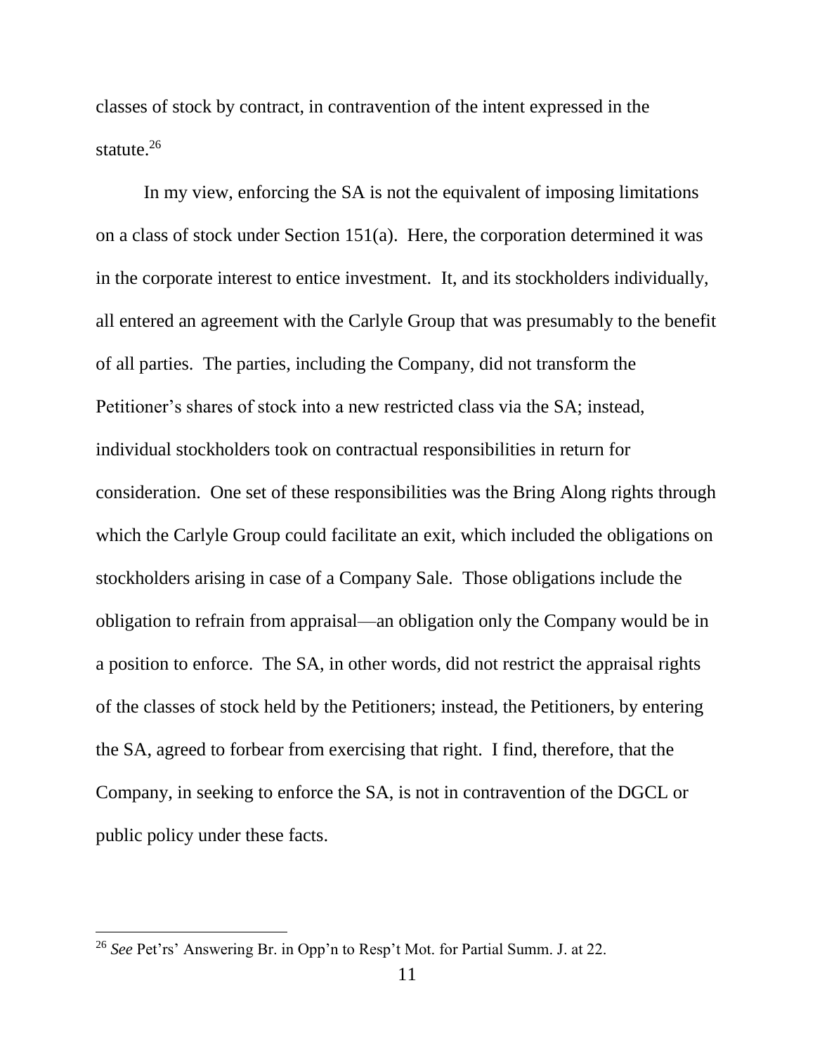classes of stock by contract, in contravention of the intent expressed in the statute.[26]

In my view, enforcing the SA is not the equivalent of imposing limitations on a class of stock under Section 151(a). Here, the corporation determined it was in the corporate interest to entice investment. It, and its stockholders individually, all entered an agreement with the Carlyle Group that was presumably to the benefit of all parties. The parties, including the Company, did not transform the Petitioner's shares of stock into a new restricted class via the SA; instead, individual stockholders took on contractual responsibilities in return for consideration. One set of these responsibilities was the Bring Along rights through which the Carlyle Group could facilitate an exit, which included the obligations on stockholders arising in case of a Company Sale. Those obligations include the obligation to refrain from appraisal—an obligation only the Company would be in a position to enforce. The SA, in other words, did not restrict the appraisal rights of the classes of stock held by the Petitioners; instead, the Petitioners, by entering the SA, agreed to forbear from exercising that right. I find, therefore, that the Company, in seeking to enforce the SA, is not in contravention of the DGCL or public policy under these facts.

---

[26] *See* Pet'rs' Answering Br. in Opp'n to Resp't Mot. for Partial Summ. J. at 22.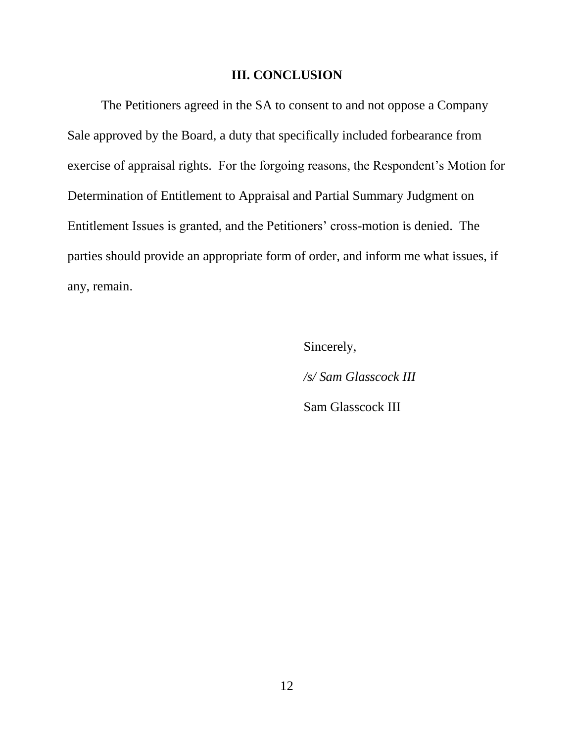### III. CONCLUSION

The Petitioners agreed in the SA to consent to and not oppose a Company Sale approved by the Board, a duty that specifically included forbearance from exercise of appraisal rights. For the forgoing reasons, the Respondent's Motion for Determination of Entitlement to Appraisal and Partial Summary Judgment on Entitlement Issues is granted, and the Petitioners' cross-motion is denied. The parties should provide an appropriate form of order, and inform me what issues, if any, remain.

Sincerely,

*/s/ Sam Glasscock III*

Sam Glasscock III